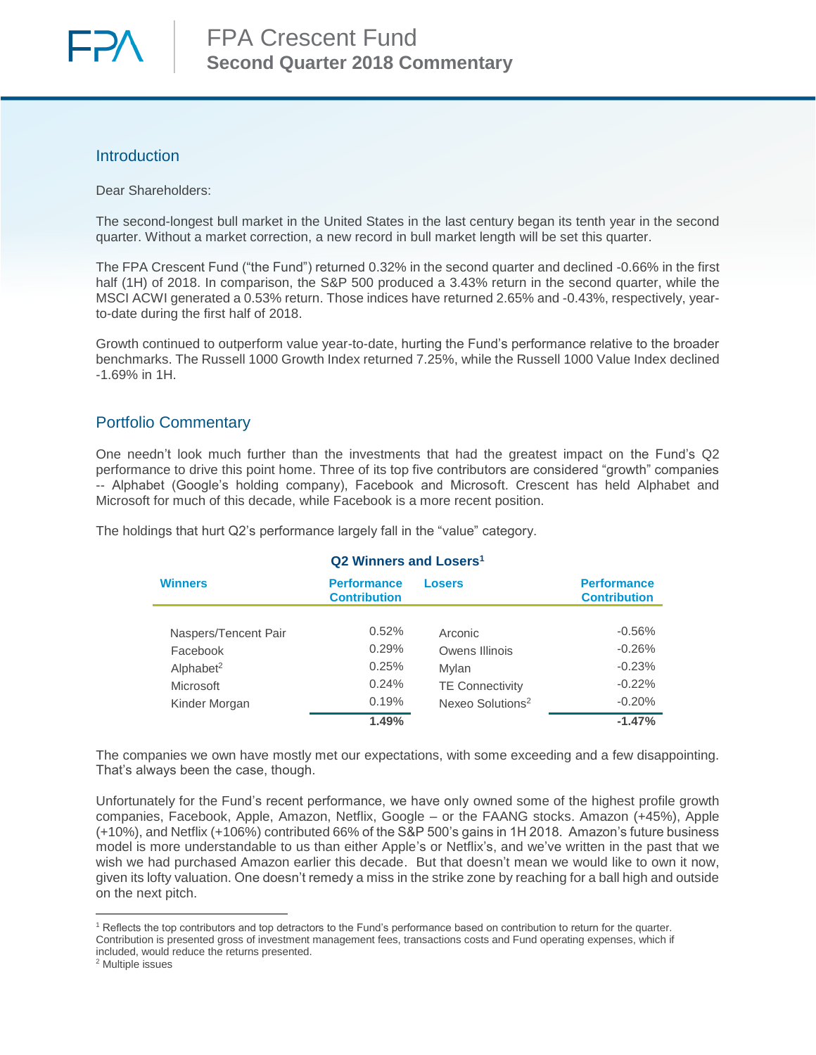# FPA Crescent Fund
## Second Quarter 2018 Commentary

### Introduction

Dear Shareholders:

The second-longest bull market in the United States in the last century began its tenth year in the second quarter. Without a market correction, a new record in bull market length will be set this quarter.

The FPA Crescent Fund ("the Fund") returned 0.32% in the second quarter and declined -0.66% in the first half (1H) of 2018. In comparison, the S&P 500 produced a 3.43% return in the second quarter, while the MSCI ACWI generated a 0.53% return. Those indices have returned 2.65% and -0.43%, respectively, year-to-date during the first half of 2018.

Growth continued to outperform value year-to-date, hurting the Fund's performance relative to the broader benchmarks. The Russell 1000 Growth Index returned 7.25%, while the Russell 1000 Value Index declined -1.69% in 1H.

### Portfolio Commentary

One needn't look much further than the investments that had the greatest impact on the Fund's Q2 performance to drive this point home. Three of its top five contributors are considered "growth" companies -- Alphabet (Google's holding company), Facebook and Microsoft. Crescent has held Alphabet and Microsoft for much of this decade, while Facebook is a more recent position.

The holdings that hurt Q2's performance largely fall in the "value" category.

**Q2 Winners and Losers[1]**

| Winners | Performance Contribution | Losers | Performance Contribution |
|---|---|---|---|
| Naspers/Tencent Pair | 0.52% | Arconic | -0.56% |
| Facebook | 0.29% | Owens Illinois | -0.26% |
| Alphabet[2] | 0.25% | Mylan | -0.23% |
| Microsoft | 0.24% | TE Connectivity | -0.22% |
| Kinder Morgan | 0.19% | Nexeo Solutions[2] | -0.20% |
| | **1.49%** | | **-1.47%** |

The companies we own have mostly met our expectations, with some exceeding and a few disappointing. That's always been the case, though.

Unfortunately for the Fund's recent performance, we have only owned some of the highest profile growth companies, Facebook, Apple, Amazon, Netflix, Google – or the FAANG stocks. Amazon (+45%), Apple (+10%), and Netflix (+106%) contributed 66% of the S&P 500's gains in 1H 2018. Amazon's future business model is more understandable to us than either Apple's or Netflix's, and we've written in the past that we wish we had purchased Amazon earlier this decade. But that doesn't mean we would like to own it now, given its lofty valuation. One doesn't remedy a miss in the strike zone by reaching for a ball high and outside on the next pitch.

---

[1] Reflects the top contributors and top detractors to the Fund's performance based on contribution to return for the quarter. Contribution is presented gross of investment management fees, transactions costs and Fund operating expenses, which if included, would reduce the returns presented.

[2] Multiple issues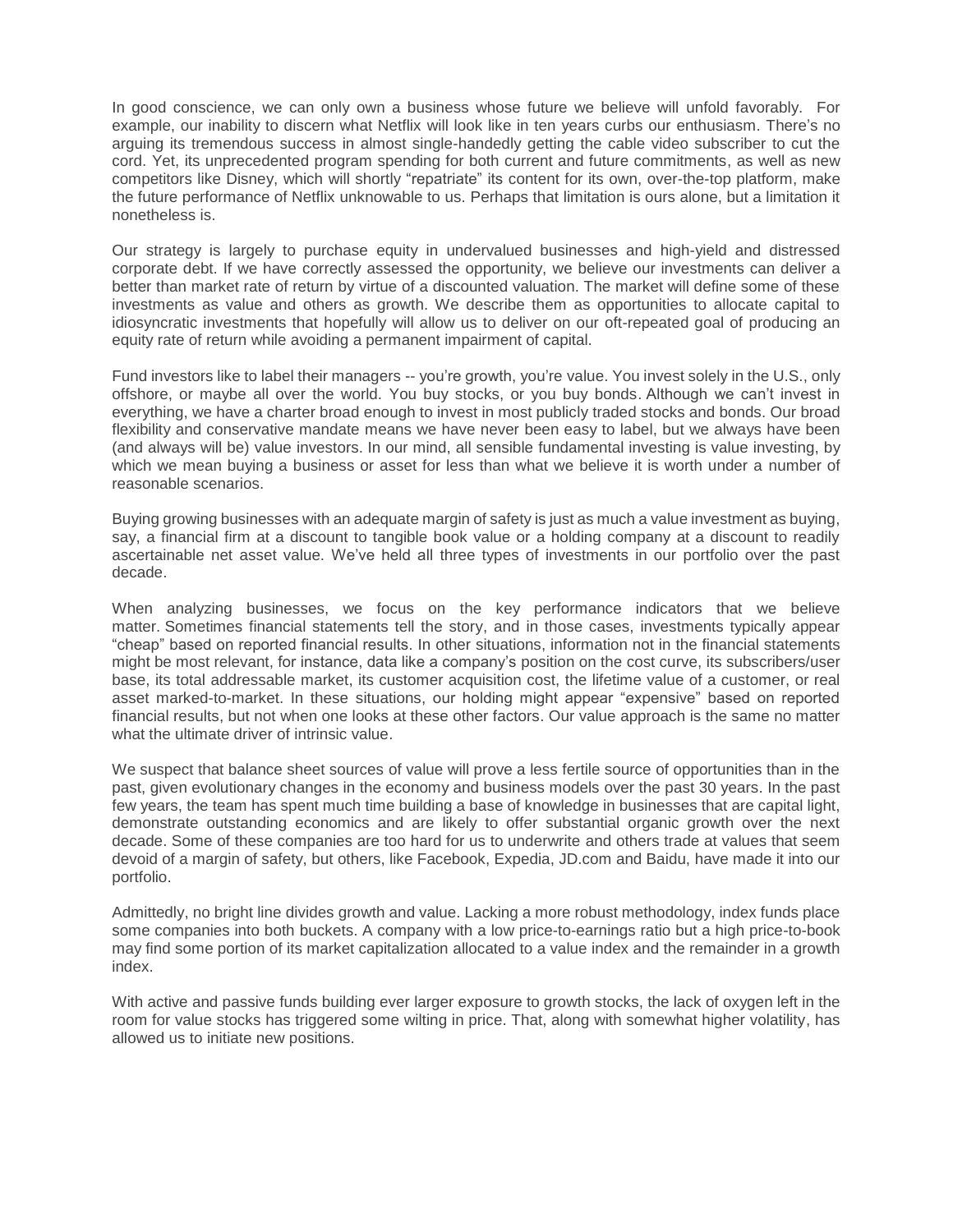In good conscience, we can only own a business whose future we believe will unfold favorably. For example, our inability to discern what Netflix will look like in ten years curbs our enthusiasm. There's no arguing its tremendous success in almost single-handedly getting the cable video subscriber to cut the cord. Yet, its unprecedented program spending for both current and future commitments, as well as new competitors like Disney, which will shortly "repatriate" its content for its own, over-the-top platform, make the future performance of Netflix unknowable to us. Perhaps that limitation is ours alone, but a limitation it nonetheless is.

Our strategy is largely to purchase equity in undervalued businesses and high-yield and distressed corporate debt. If we have correctly assessed the opportunity, we believe our investments can deliver a better than market rate of return by virtue of a discounted valuation. The market will define some of these investments as value and others as growth. We describe them as opportunities to allocate capital to idiosyncratic investments that hopefully will allow us to deliver on our oft-repeated goal of producing an equity rate of return while avoiding a permanent impairment of capital.

Fund investors like to label their managers -- you're growth, you're value. You invest solely in the U.S., only offshore, or maybe all over the world. You buy stocks, or you buy bonds. Although we can't invest in everything, we have a charter broad enough to invest in most publicly traded stocks and bonds. Our broad flexibility and conservative mandate means we have never been easy to label, but we always have been (and always will be) value investors. In our mind, all sensible fundamental investing is value investing, by which we mean buying a business or asset for less than what we believe it is worth under a number of reasonable scenarios.

Buying growing businesses with an adequate margin of safety is just as much a value investment as buying, say, a financial firm at a discount to tangible book value or a holding company at a discount to readily ascertainable net asset value. We've held all three types of investments in our portfolio over the past decade.

When analyzing businesses, we focus on the key performance indicators that we believe matter. Sometimes financial statements tell the story, and in those cases, investments typically appear "cheap" based on reported financial results. In other situations, information not in the financial statements might be most relevant, for instance, data like a company's position on the cost curve, its subscribers/user base, its total addressable market, its customer acquisition cost, the lifetime value of a customer, or real asset marked-to-market. In these situations, our holding might appear "expensive" based on reported financial results, but not when one looks at these other factors. Our value approach is the same no matter what the ultimate driver of intrinsic value.

We suspect that balance sheet sources of value will prove a less fertile source of opportunities than in the past, given evolutionary changes in the economy and business models over the past 30 years. In the past few years, the team has spent much time building a base of knowledge in businesses that are capital light, demonstrate outstanding economics and are likely to offer substantial organic growth over the next decade. Some of these companies are too hard for us to underwrite and others trade at values that seem devoid of a margin of safety, but others, like Facebook, Expedia, JD.com and Baidu, have made it into our portfolio.

Admittedly, no bright line divides growth and value. Lacking a more robust methodology, index funds place some companies into both buckets. A company with a low price-to-earnings ratio but a high price-to-book may find some portion of its market capitalization allocated to a value index and the remainder in a growth index.

With active and passive funds building ever larger exposure to growth stocks, the lack of oxygen left in the room for value stocks has triggered some wilting in price. That, along with somewhat higher volatility, has allowed us to initiate new positions.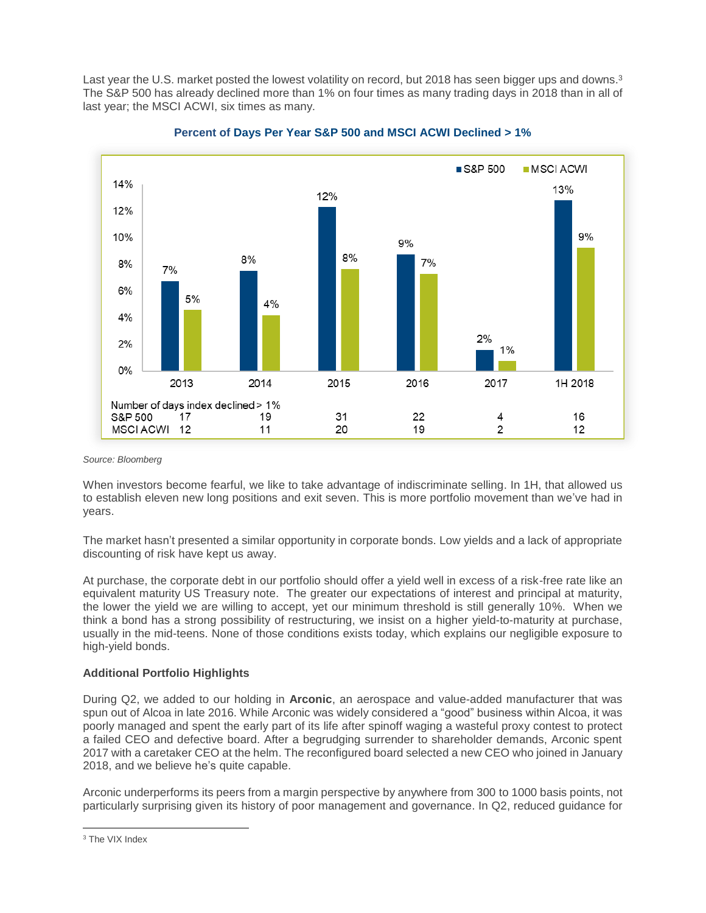Last year the U.S. market posted the lowest volatility on record, but 2018 has seen bigger ups and downs.[3] The S&P 500 has already declined more than 1% on four times as many trading days in 2018 than in all of last year; the MSCI ACWI, six times as many.

**Percent of Days Per Year S&P 500 and MSCI ACWI Declined > 1%**

| | 2013 | 2014 | 2015 | 2016 | 2017 | 1H 2018 |
|---|---|---|---|---|---|---|
| S&P 500 (% of days) | 7% | 8% | 12% | 9% | 2% | 13% |
| MSCI ACWI (% of days) | 5% | 4% | 8% | 7% | 1% | 9% |
| **Number of days index declined > 1%** | | | | | | |
| S&P 500 | 17 | 19 | 31 | 22 | 4 | 16 |
| MSCI ACWI | 12 | 11 | 20 | 19 | 2 | 12 |

*Source: Bloomberg*

When investors become fearful, we like to take advantage of indiscriminate selling. In 1H, that allowed us to establish eleven new long positions and exit seven. This is more portfolio movement than we've had in years.

The market hasn't presented a similar opportunity in corporate bonds. Low yields and a lack of appropriate discounting of risk have kept us away.

At purchase, the corporate debt in our portfolio should offer a yield well in excess of a risk-free rate like an equivalent maturity US Treasury note. The greater our expectations of interest and principal at maturity, the lower the yield we are willing to accept, yet our minimum threshold is still generally 10%. When we think a bond has a strong possibility of restructuring, we insist on a higher yield-to-maturity at purchase, usually in the mid-teens. None of those conditions exists today, which explains our negligible exposure to high-yield bonds.

**Additional Portfolio Highlights**

During Q2, we added to our holding in **Arconic**, an aerospace and value-added manufacturer that was spun out of Alcoa in late 2016. While Arconic was widely considered a "good" business within Alcoa, it was poorly managed and spent the early part of its life after spinoff waging a wasteful proxy contest to protect a failed CEO and defective board. After a begrudging surrender to shareholder demands, Arconic spent 2017 with a caretaker CEO at the helm. The reconfigured board selected a new CEO who joined in January 2018, and we believe he's quite capable.

Arconic underperforms its peers from a margin perspective by anywhere from 300 to 1000 basis points, not particularly surprising given its history of poor management and governance. In Q2, reduced guidance for

[3] The VIX Index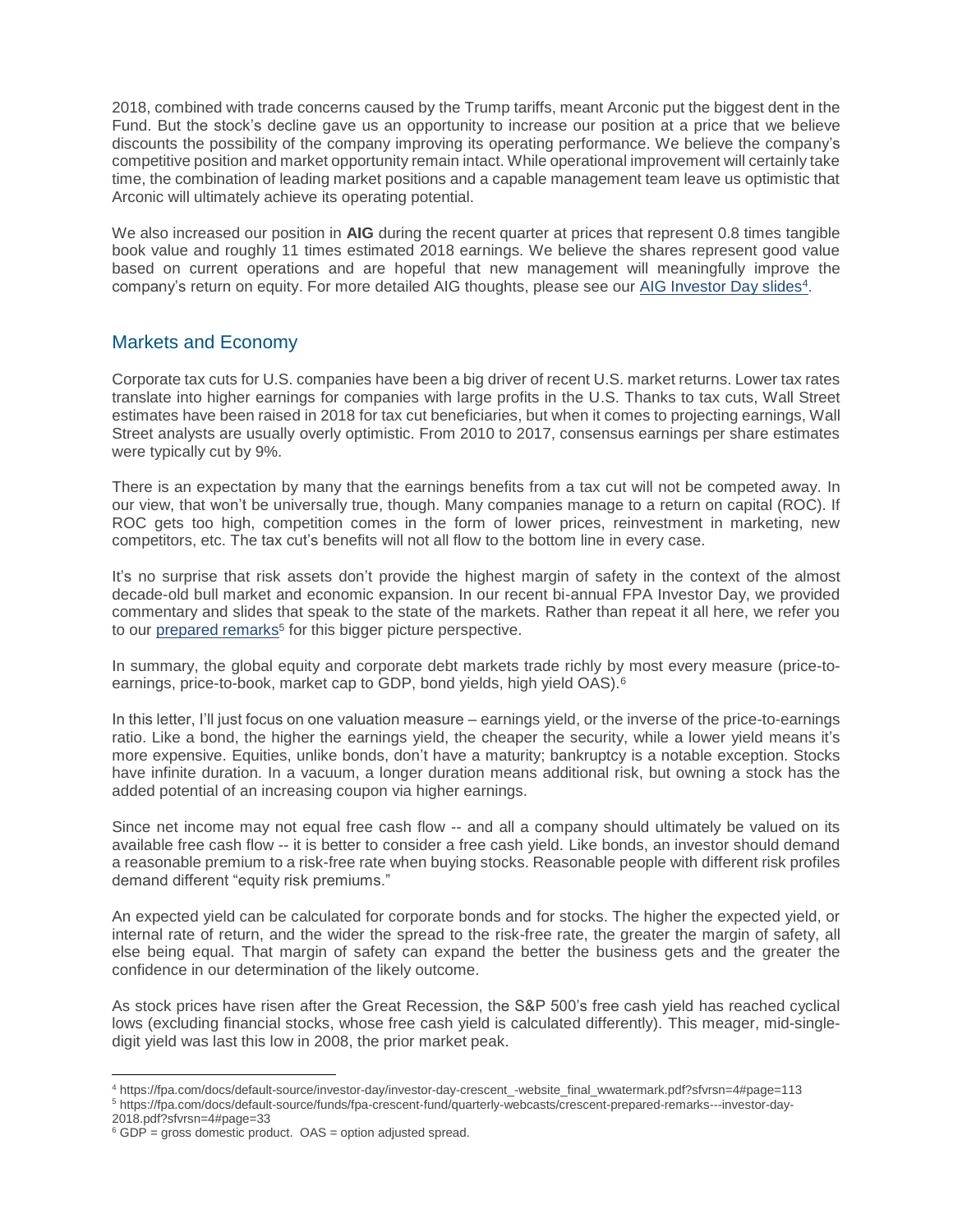2018, combined with trade concerns caused by the Trump tariffs, meant Arconic put the biggest dent in the Fund. But the stock's decline gave us an opportunity to increase our position at a price that we believe discounts the possibility of the company improving its operating performance. We believe the company's competitive position and market opportunity remain intact. While operational improvement will certainly take time, the combination of leading market positions and a capable management team leave us optimistic that Arconic will ultimately achieve its operating potential.

We also increased our position in **AIG** during the recent quarter at prices that represent 0.8 times tangible book value and roughly 11 times estimated 2018 earnings. We believe the shares represent good value based on current operations and are hopeful that new management will meaningfully improve the company's return on equity. For more detailed AIG thoughts, please see our AIG Investor Day slides[4].

## Markets and Economy

Corporate tax cuts for U.S. companies have been a big driver of recent U.S. market returns. Lower tax rates translate into higher earnings for companies with large profits in the U.S. Thanks to tax cuts, Wall Street estimates have been raised in 2018 for tax cut beneficiaries, but when it comes to projecting earnings, Wall Street analysts are usually overly optimistic. From 2010 to 2017, consensus earnings per share estimates were typically cut by 9%.

There is an expectation by many that the earnings benefits from a tax cut will not be competed away. In our view, that won't be universally true, though. Many companies manage to a return on capital (ROC). If ROC gets too high, competition comes in the form of lower prices, reinvestment in marketing, new competitors, etc. The tax cut's benefits will not all flow to the bottom line in every case.

It's no surprise that risk assets don't provide the highest margin of safety in the context of the almost decade-old bull market and economic expansion. In our recent bi-annual FPA Investor Day, we provided commentary and slides that speak to the state of the markets. Rather than repeat it all here, we refer you to our prepared remarks[5] for this bigger picture perspective.

In summary, the global equity and corporate debt markets trade richly by most every measure (price-to-earnings, price-to-book, market cap to GDP, bond yields, high yield OAS).[6]

In this letter, I'll just focus on one valuation measure – earnings yield, or the inverse of the price-to-earnings ratio. Like a bond, the higher the earnings yield, the cheaper the security, while a lower yield means it's more expensive. Equities, unlike bonds, don't have a maturity; bankruptcy is a notable exception. Stocks have infinite duration. In a vacuum, a longer duration means additional risk, but owning a stock has the added potential of an increasing coupon via higher earnings.

Since net income may not equal free cash flow -- and all a company should ultimately be valued on its available free cash flow -- it is better to consider a free cash yield. Like bonds, an investor should demand a reasonable premium to a risk-free rate when buying stocks. Reasonable people with different risk profiles demand different "equity risk premiums."

An expected yield can be calculated for corporate bonds and for stocks. The higher the expected yield, or internal rate of return, and the wider the spread to the risk-free rate, the greater the margin of safety, all else being equal. That margin of safety can expand the better the business gets and the greater the confidence in our determination of the likely outcome.

As stock prices have risen after the Great Recession, the S&P 500's free cash yield has reached cyclical lows (excluding financial stocks, whose free cash yield is calculated differently). This meager, mid-single-digit yield was last this low in 2008, the prior market peak.

---

[4] https://fpa.com/docs/default-source/investor-day/investor-day-crescent_-website_final_wwatermark.pdf?sfvrsn=4#page=113

[5] https://fpa.com/docs/default-source/funds/fpa-crescent-fund/quarterly-webcasts/crescent-prepared-remarks---investor-day-2018.pdf?sfvrsn=4#page=33

[6] GDP = gross domestic product. OAS = option adjusted spread.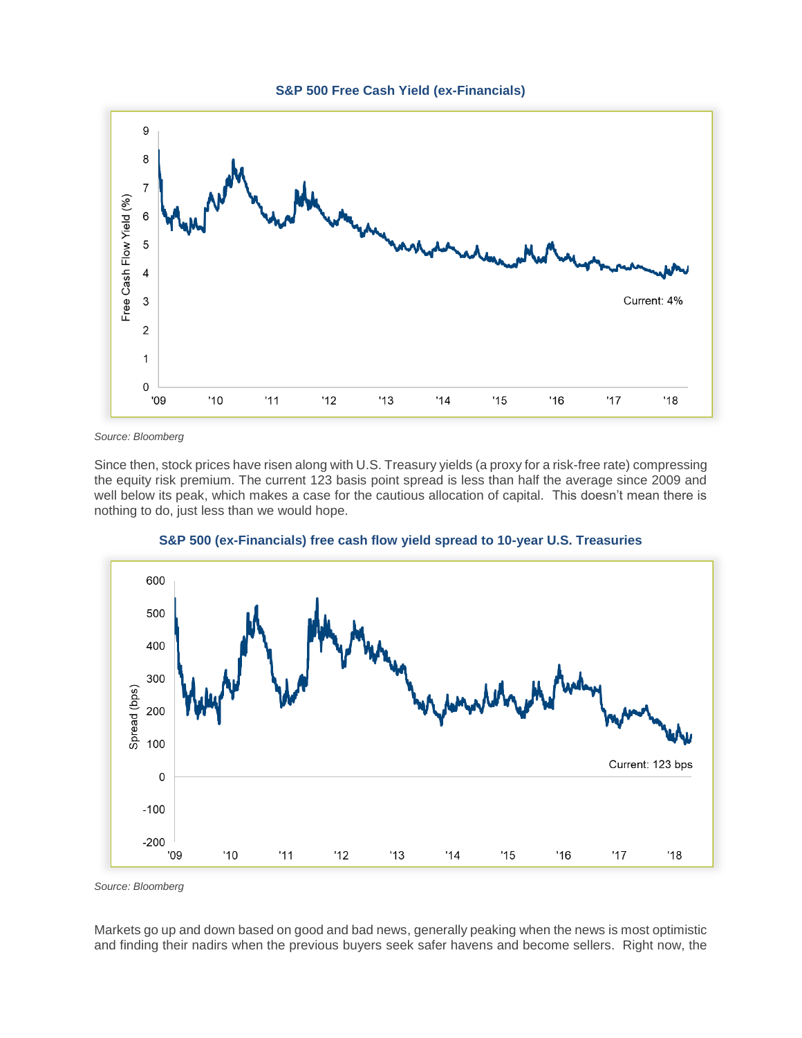**S&P 500 Free Cash Yield (ex-Financials)**

*Source: Bloomberg*

Since then, stock prices have risen along with U.S. Treasury yields (a proxy for a risk-free rate) compressing the equity risk premium. The current 123 basis point spread is less than half the average since 2009 and well below its peak, which makes a case for the cautious allocation of capital. This doesn't mean there is nothing to do, just less than we would hope.

**S&P 500 (ex-Financials) free cash flow yield spread to 10-year U.S. Treasuries**

*Source: Bloomberg*

Markets go up and down based on good and bad news, generally peaking when the news is most optimistic and finding their nadirs when the previous buyers seek safer havens and become sellers. Right now, the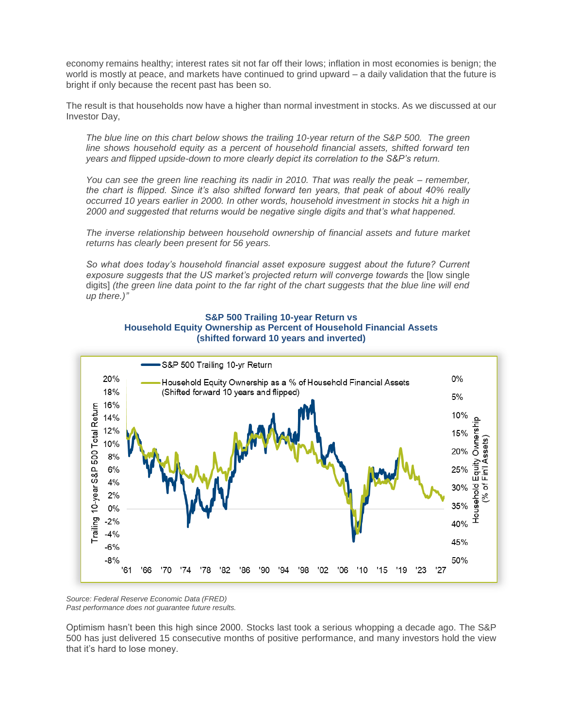economy remains healthy; interest rates sit not far off their lows; inflation in most economies is benign; the world is mostly at peace, and markets have continued to grind upward – a daily validation that the future is bright if only because the recent past has been so.

The result is that households now have a higher than normal investment in stocks. As we discussed at our Investor Day,

> *The blue line on this chart below shows the trailing 10-year return of the S&P 500. The green line shows household equity as a percent of household financial assets, shifted forward ten years and flipped upside-down to more clearly depict its correlation to the S&P's return.*
>
> *You can see the green line reaching its nadir in 2010. That was really the peak – remember, the chart is flipped. Since it's also shifted forward ten years, that peak of about 40% really occurred 10 years earlier in 2000. In other words, household investment in stocks hit a high in 2000 and suggested that returns would be negative single digits and that's what happened.*
>
> *The inverse relationship between household ownership of financial assets and future market returns has clearly been present for 56 years.*
>
> *So what does today's household financial asset exposure suggest about the future? Current exposure suggests that the US market's projected return will converge towards* the [low single digits] *(the green line data point to the far right of the chart suggests that the blue line will end up there.)"*

**S&P 500 Trailing 10-year Return vs**
**Household Equity Ownership as Percent of Household Financial Assets**
**(shifted forward 10 years and inverted)**

*Source: Federal Reserve Economic Data (FRED)*
*Past performance does not guarantee future results.*

Optimism hasn't been this high since 2000. Stocks last took a serious whopping a decade ago. The S&P 500 has just delivered 15 consecutive months of positive performance, and many investors hold the view that it's hard to lose money.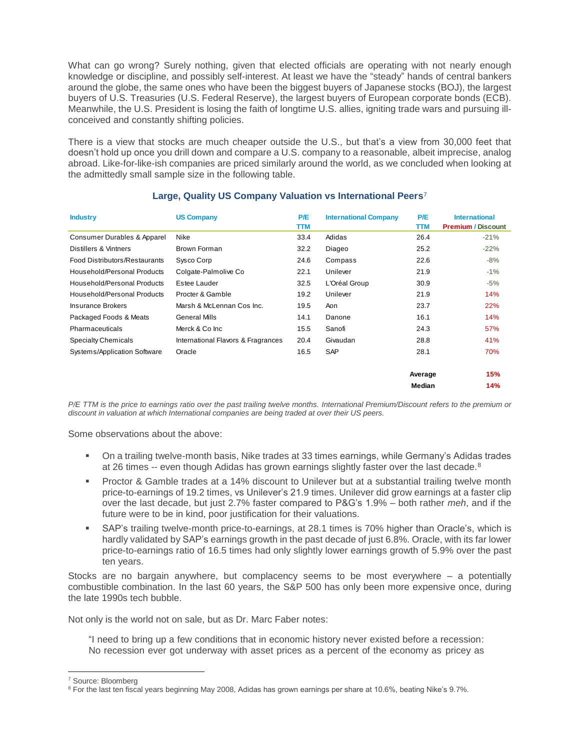What can go wrong? Surely nothing, given that elected officials are operating with not nearly enough knowledge or discipline, and possibly self-interest. At least we have the "steady" hands of central bankers around the globe, the same ones who have been the biggest buyers of Japanese stocks (BOJ), the largest buyers of U.S. Treasuries (U.S. Federal Reserve), the largest buyers of European corporate bonds (ECB). Meanwhile, the U.S. President is losing the faith of longtime U.S. allies, igniting trade wars and pursuing ill-conceived and constantly shifting policies.

There is a view that stocks are much cheaper outside the U.S., but that's a view from 30,000 feet that doesn't hold up once you drill down and compare a U.S. company to a reasonable, albeit imprecise, analog abroad. Like-for-like-ish companies are priced similarly around the world, as we concluded when looking at the admittedly small sample size in the following table.

**Large, Quality US Company Valuation vs International Peers**[7]

| Industry | US Company | P/E TTM | International Company | P/E TTM | International Premium / Discount |
|---|---|---|---|---|---|
| Consumer Durables & Apparel | Nike | 33.4 | Adidas | 26.4 | -21% |
| Distillers & Vintners | Brown Forman | 32.2 | Diageo | 25.2 | -22% |
| Food Distributors/Restaurants | Sysco Corp | 24.6 | Compass | 22.6 | -8% |
| Household/Personal Products | Colgate-Palmolive Co | 22.1 | Unilever | 21.9 | -1% |
| Household/Personal Products | Estee Lauder | 32.5 | L'Oréal Group | 30.9 | -5% |
| Household/Personal Products | Procter & Gamble | 19.2 | Unilever | 21.9 | 14% |
| Insurance Brokers | Marsh & McLennan Cos Inc. | 19.5 | Aon | 23.7 | 22% |
| Packaged Foods & Meats | General Mills | 14.1 | Danone | 16.1 | 14% |
| Pharmaceuticals | Merck & Co Inc | 15.5 | Sanofi | 24.3 | 57% |
| Specialty Chemicals | International Flavors & Fragrances | 20.4 | Givaudan | 28.8 | 41% |
| Systems/Application Software | Oracle | 16.5 | SAP | 28.1 | 70% |
| | | | | **Average** | **15%** |
| | | | | **Median** | **14%** |

*P/E TTM is the price to earnings ratio over the past trailing twelve months. International Premium/Discount refers to the premium or discount in valuation at which International companies are being traded at over their US peers.*

Some observations about the above:

- On a trailing twelve-month basis, Nike trades at 33 times earnings, while Germany's Adidas trades at 26 times -- even though Adidas has grown earnings slightly faster over the last decade.[8]
- Proctor & Gamble trades at a 14% discount to Unilever but at a substantial trailing twelve month price-to-earnings of 19.2 times, vs Unilever's 21.9 times. Unilever did grow earnings at a faster clip over the last decade, but just 2.7% faster compared to P&G's 1.9% – both rather *meh*, and if the future were to be in kind, poor justification for their valuations.
- SAP's trailing twelve-month price-to-earnings, at 28.1 times is 70% higher than Oracle's, which is hardly validated by SAP's earnings growth in the past decade of just 6.8%. Oracle, with its far lower price-to-earnings ratio of 16.5 times had only slightly lower earnings growth of 5.9% over the past ten years.

Stocks are no bargain anywhere, but complacency seems to be most everywhere – a potentially combustible combination. In the last 60 years, the S&P 500 has only been more expensive once, during the late 1990s tech bubble.

Not only is the world not on sale, but as Dr. Marc Faber notes:

> "I need to bring up a few conditions that in economic history never existed before a recession: No recession ever got underway with asset prices as a percent of the economy as pricey as

[7] Source: Bloomberg

[8] For the last ten fiscal years beginning May 2008, Adidas has grown earnings per share at 10.6%, beating Nike's 9.7%.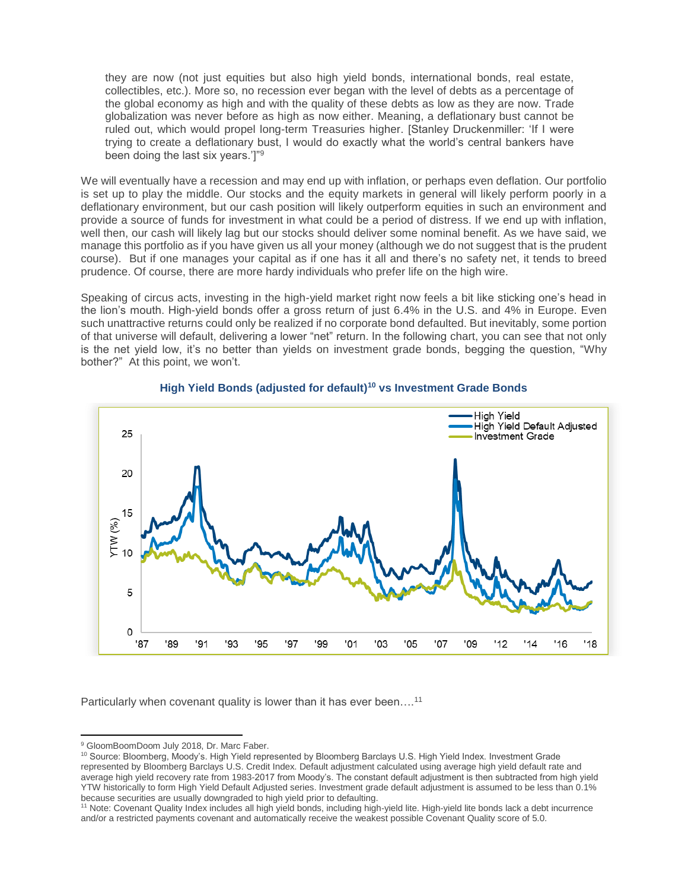they are now (not just equities but also high yield bonds, international bonds, real estate, collectibles, etc.). More so, no recession ever began with the level of debts as a percentage of the global economy as high and with the quality of these debts as low as they are now. Trade globalization was never before as high as now either. Meaning, a deflationary bust cannot be ruled out, which would propel long-term Treasuries higher. [Stanley Druckenmiller: 'If I were trying to create a deflationary bust, I would do exactly what the world's central bankers have been doing the last six years.']"[9]

We will eventually have a recession and may end up with inflation, or perhaps even deflation. Our portfolio is set up to play the middle. Our stocks and the equity markets in general will likely perform poorly in a deflationary environment, but our cash position will likely outperform equities in such an environment and provide a source of funds for investment in what could be a period of distress. If we end up with inflation, well then, our cash will likely lag but our stocks should deliver some nominal benefit. As we have said, we manage this portfolio as if you have given us all your money (although we do not suggest that is the prudent course). But if one manages your capital as if one has it all and there's no safety net, it tends to breed prudence. Of course, there are more hardy individuals who prefer life on the high wire.

Speaking of circus acts, investing in the high-yield market right now feels a bit like sticking one's head in the lion's mouth. High-yield bonds offer a gross return of just 6.4% in the U.S. and 4% in Europe. Even such unattractive returns could only be realized if no corporate bond defaulted. But inevitably, some portion of that universe will default, delivering a lower "net" return. In the following chart, you can see that not only is the net yield low, it's no better than yields on investment grade bonds, begging the question, "Why bother?" At this point, we won't.

**High Yield Bonds (adjusted for default)[10] vs Investment Grade Bonds**

Particularly when covenant quality is lower than it has ever been….[11]

---

[9] GloomBoomDoom July 2018, Dr. Marc Faber.

[10] Source: Bloomberg, Moody's. High Yield represented by Bloomberg Barclays U.S. High Yield Index. Investment Grade represented by Bloomberg Barclays U.S. Credit Index. Default adjustment calculated using average high yield default rate and average high yield recovery rate from 1983-2017 from Moody's. The constant default adjustment is then subtracted from high yield YTW historically to form High Yield Default Adjusted series. Investment grade default adjustment is assumed to be less than 0.1% because securities are usually downgraded to high yield prior to defaulting.

[11] Note: Covenant Quality Index includes all high yield bonds, including high-yield lite. High-yield lite bonds lack a debt incurrence and/or a restricted payments covenant and automatically receive the weakest possible Covenant Quality score of 5.0.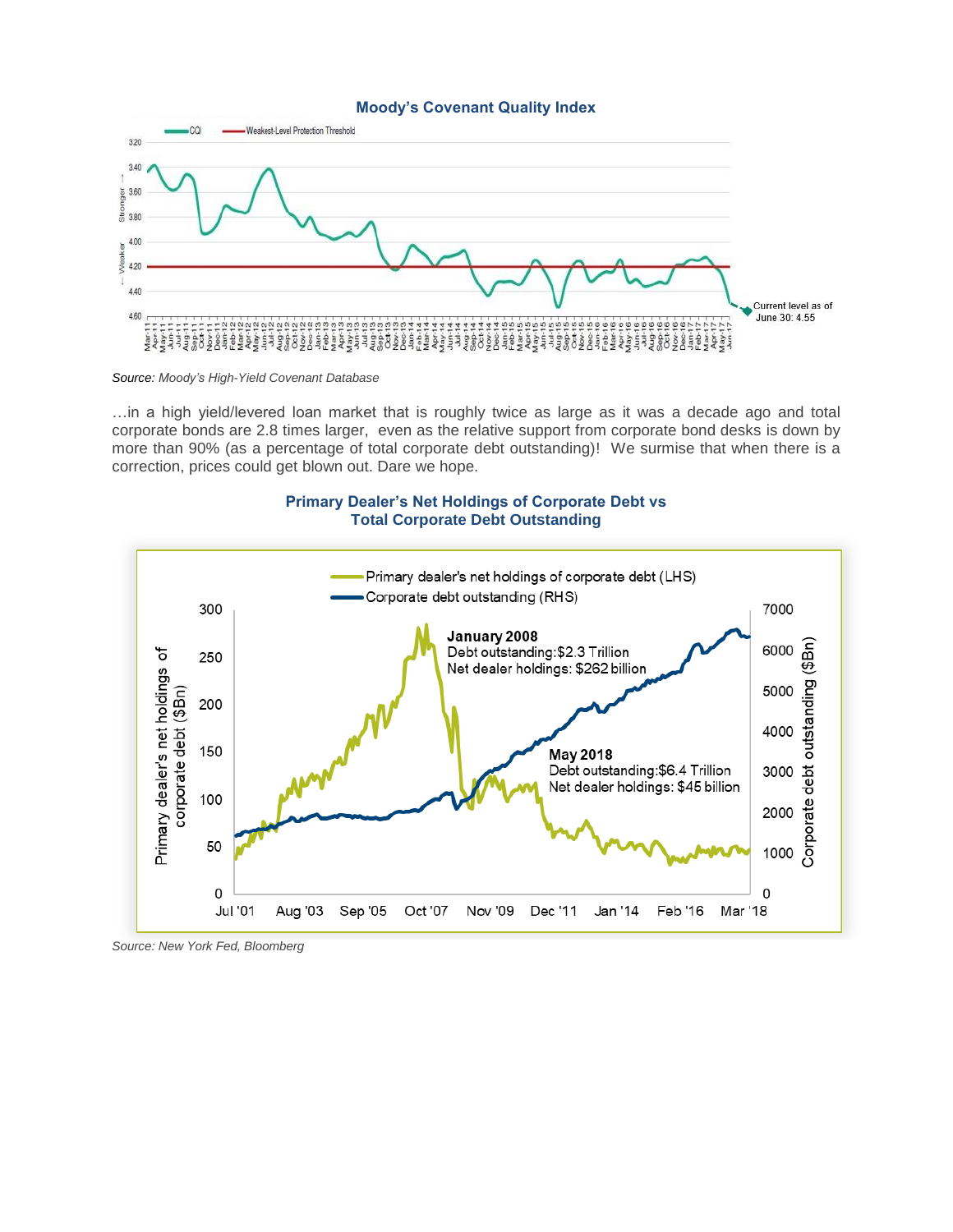**Moody's Covenant Quality Index**

*Source: Moody's High-Yield Covenant Database*

…in a high yield/levered loan market that is roughly twice as large as it was a decade ago and total corporate bonds are 2.8 times larger, even as the relative support from corporate bond desks is down by more than 90% (as a percentage of total corporate debt outstanding)! We surmise that when there is a correction, prices could get blown out. Dare we hope.

**Primary Dealer's Net Holdings of Corporate Debt vs Total Corporate Debt Outstanding**

*Source: New York Fed, Bloomberg*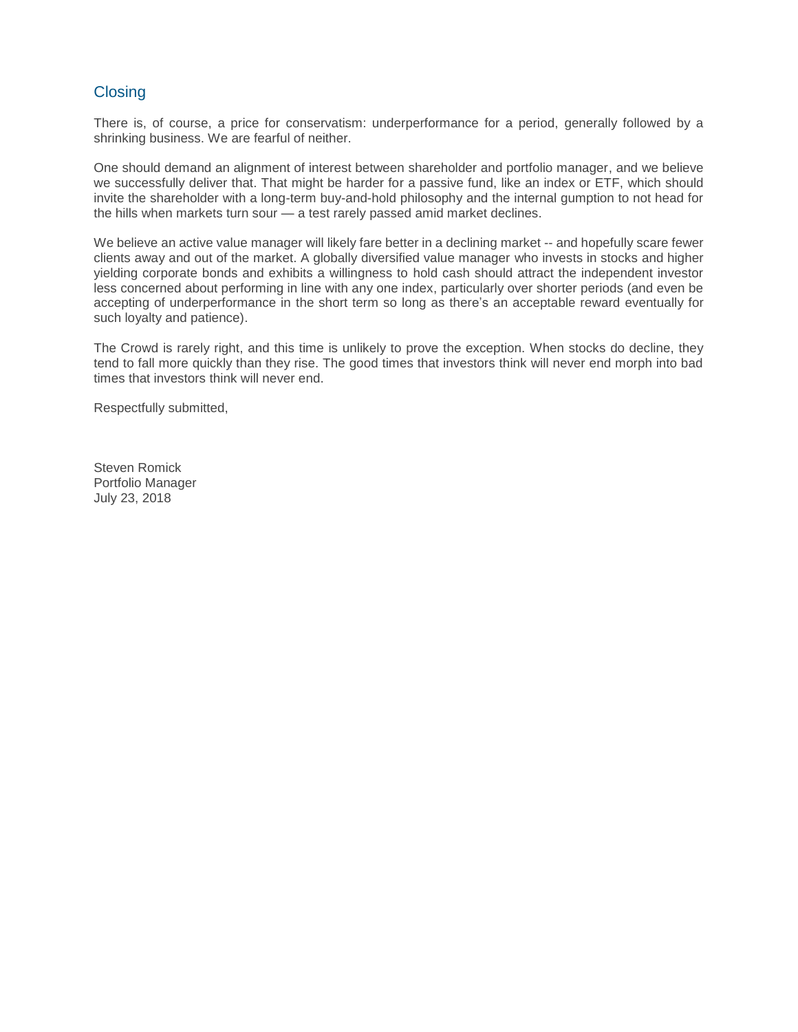## Closing

There is, of course, a price for conservatism: underperformance for a period, generally followed by a shrinking business. We are fearful of neither.

One should demand an alignment of interest between shareholder and portfolio manager, and we believe we successfully deliver that. That might be harder for a passive fund, like an index or ETF, which should invite the shareholder with a long-term buy-and-hold philosophy and the internal gumption to not head for the hills when markets turn sour — a test rarely passed amid market declines.

We believe an active value manager will likely fare better in a declining market -- and hopefully scare fewer clients away and out of the market. A globally diversified value manager who invests in stocks and higher yielding corporate bonds and exhibits a willingness to hold cash should attract the independent investor less concerned about performing in line with any one index, particularly over shorter periods (and even be accepting of underperformance in the short term so long as there's an acceptable reward eventually for such loyalty and patience).

The Crowd is rarely right, and this time is unlikely to prove the exception. When stocks do decline, they tend to fall more quickly than they rise. The good times that investors think will never end morph into bad times that investors think will never end.

Respectfully submitted,

Steven Romick
Portfolio Manager
July 23, 2018